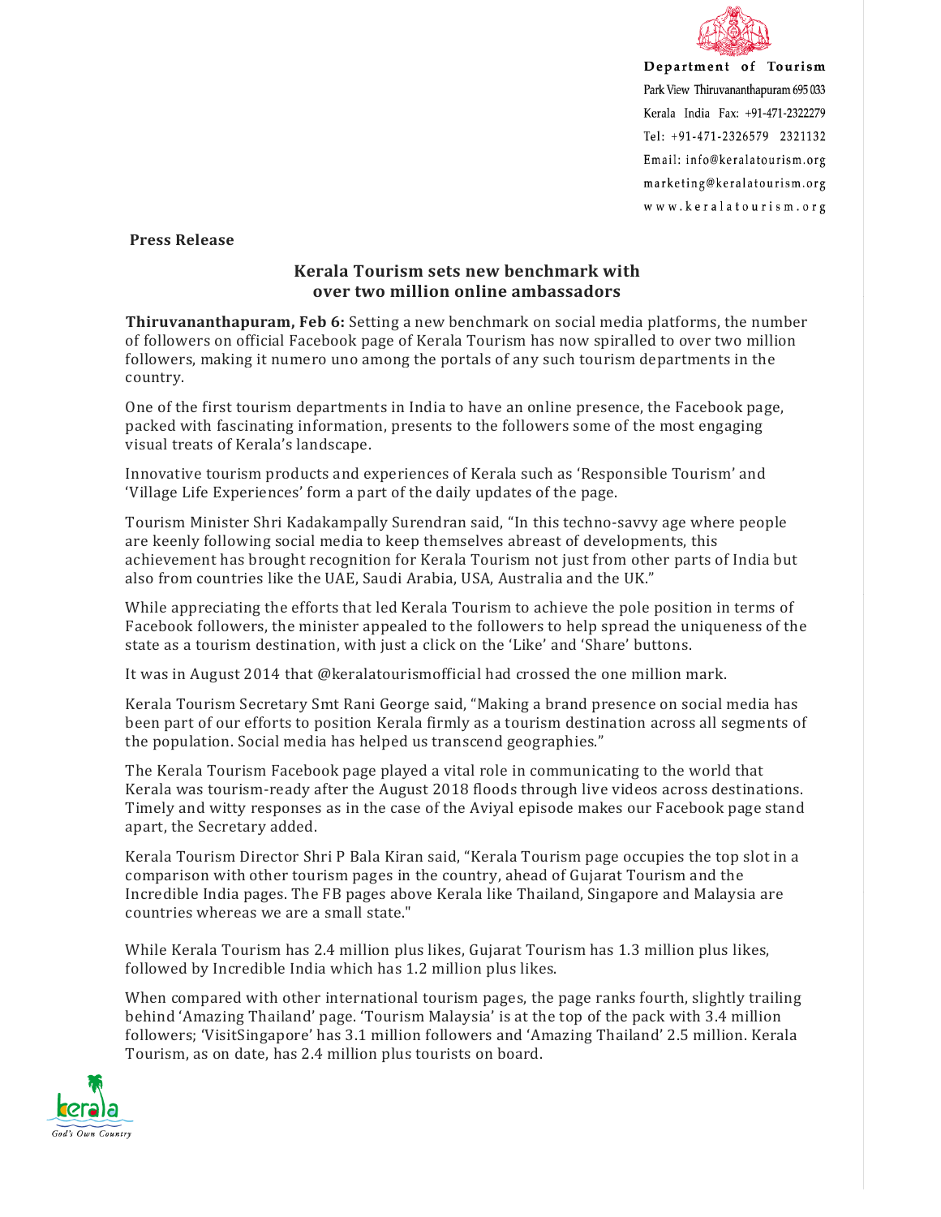Department of Tourism
Park View Thiruvananthapuram 695 033
Kerala India Fax: +91-471-2322279
Tel: +91-471-2326579 2321132
Email: info@keralatourism.org
marketing@keralatourism.org
www.keralatourism.org

**Press Release**

## Kerala Tourism sets new benchmark with over two million online ambassadors

**Thiruvananthapuram, Feb 6:** Setting a new benchmark on social media platforms, the number of followers on official Facebook page of Kerala Tourism has now spiralled to over two million followers, making it numero uno among the portals of any such tourism departments in the country.

One of the first tourism departments in India to have an online presence, the Facebook page, packed with fascinating information, presents to the followers some of the most engaging visual treats of Kerala's landscape.

Innovative tourism products and experiences of Kerala such as 'Responsible Tourism' and 'Village Life Experiences' form a part of the daily updates of the page.

Tourism Minister Shri Kadakampally Surendran said, "In this techno-savvy age where people are keenly following social media to keep themselves abreast of developments, this achievement has brought recognition for Kerala Tourism not just from other parts of India but also from countries like the UAE, Saudi Arabia, USA, Australia and the UK."

While appreciating the efforts that led Kerala Tourism to achieve the pole position in terms of Facebook followers, the minister appealed to the followers to help spread the uniqueness of the state as a tourism destination, with just a click on the 'Like' and 'Share' buttons.

It was in August 2014 that @keralatourismofficial had crossed the one million mark.

Kerala Tourism Secretary Smt Rani George said, "Making a brand presence on social media has been part of our efforts to position Kerala firmly as a tourism destination across all segments of the population. Social media has helped us transcend geographies."

The Kerala Tourism Facebook page played a vital role in communicating to the world that Kerala was tourism-ready after the August 2018 floods through live videos across destinations. Timely and witty responses as in the case of the Aviyal episode makes our Facebook page stand apart, the Secretary added.

Kerala Tourism Director Shri P Bala Kiran said, "Kerala Tourism page occupies the top slot in a comparison with other tourism pages in the country, ahead of Gujarat Tourism and the Incredible India pages. The FB pages above Kerala like Thailand, Singapore and Malaysia are countries whereas we are a small state."

While Kerala Tourism has 2.4 million plus likes, Gujarat Tourism has 1.3 million plus likes, followed by Incredible India which has 1.2 million plus likes.

When compared with other international tourism pages, the page ranks fourth, slightly trailing behind 'Amazing Thailand' page. 'Tourism Malaysia' is at the top of the pack with 3.4 million followers; 'VisitSingapore' has 3.1 million followers and 'Amazing Thailand' 2.5 million. Kerala Tourism, as on date, has 2.4 million plus tourists on board.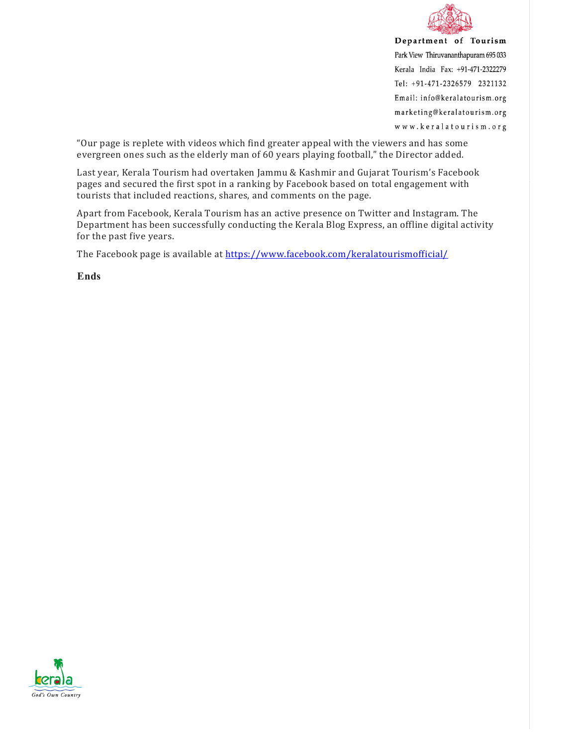“Our page is replete with videos which find greater appeal with the viewers and has some evergreen ones such as the elderly man of 60 years playing football,” the Director added.

Last year, Kerala Tourism had overtaken Jammu & Kashmir and Gujarat Tourism’s Facebook pages and secured the first spot in a ranking by Facebook based on total engagement with tourists that included reactions, shares, and comments on the page.

Apart from Facebook, Kerala Tourism has an active presence on Twitter and Instagram. The Department has been successfully conducting the Kerala Blog Express, an offline digital activity for the past five years.

The Facebook page is available at https://www.facebook.com/keralatourismofficial/

**Ends**